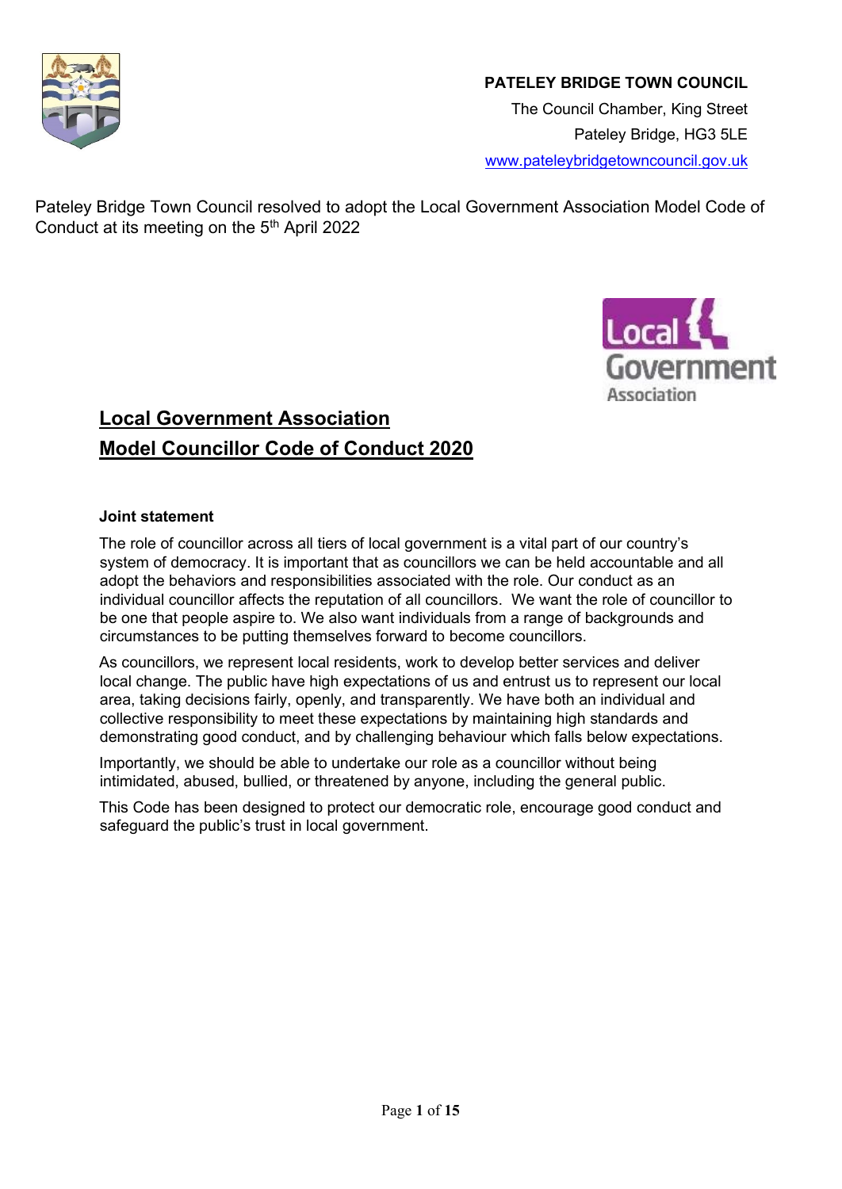**PATELEY BRIDGE TOWN COUNCIL**

The Council Chamber, King Street

Pateley Bridge, HG3 5LE

www.pateleybridgetowncouncil.gov.uk

Pateley Bridge Town Council resolved to adopt the Local Government Association Model Code of Conduct at its meeting on the 5th April 2022

# Local Government Association Model Councillor Code of Conduct 2020

### Joint statement

The role of councillor across all tiers of local government is a vital part of our country's system of democracy. It is important that as councillors we can be held accountable and all adopt the behaviors and responsibilities associated with the role. Our conduct as an individual councillor affects the reputation of all councillors. We want the role of councillor to be one that people aspire to. We also want individuals from a range of backgrounds and circumstances to be putting themselves forward to become councillors.

As councillors, we represent local residents, work to develop better services and deliver local change. The public have high expectations of us and entrust us to represent our local area, taking decisions fairly, openly, and transparently. We have both an individual and collective responsibility to meet these expectations by maintaining high standards and demonstrating good conduct, and by challenging behaviour which falls below expectations.

Importantly, we should be able to undertake our role as a councillor without being intimidated, abused, bullied, or threatened by anyone, including the general public.

This Code has been designed to protect our democratic role, encourage good conduct and safeguard the public's trust in local government.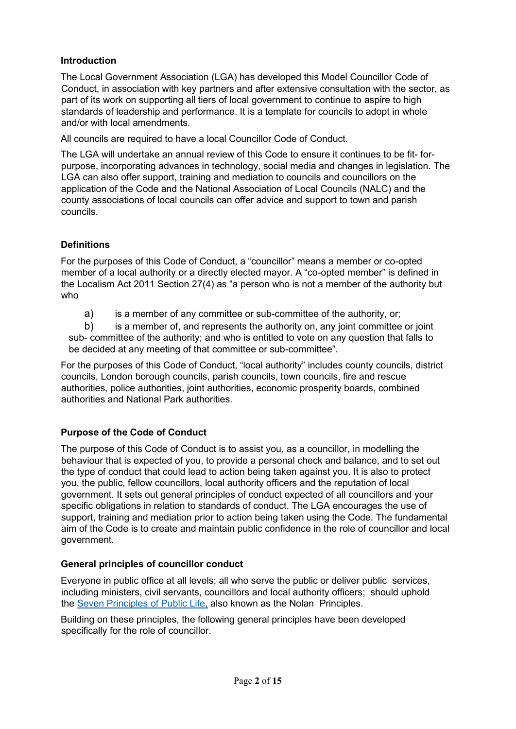## Introduction

The Local Government Association (LGA) has developed this Model Councillor Code of Conduct, in association with key partners and after extensive consultation with the sector, as part of its work on supporting all tiers of local government to continue to aspire to high standards of leadership and performance. It is a template for councils to adopt in whole and/or with local amendments.

All councils are required to have a local Councillor Code of Conduct.

The LGA will undertake an annual review of this Code to ensure it continues to be fit- for-purpose, incorporating advances in technology, social media and changes in legislation. The LGA can also offer support, training and mediation to councils and councillors on the application of the Code and the National Association of Local Councils (NALC) and the county associations of local councils can offer advice and support to town and parish councils.

## Definitions

For the purposes of this Code of Conduct, a "councillor" means a member or co-opted member of a local authority or a directly elected mayor. A "co-opted member" is defined in the Localism Act 2011 Section 27(4) as "a person who is not a member of the authority but who

a) is a member of any committee or sub-committee of the authority, or;

b) is a member of, and represents the authority on, any joint committee or joint sub- committee of the authority; and who is entitled to vote on any question that falls to be decided at any meeting of that committee or sub-committee".

For the purposes of this Code of Conduct, "local authority" includes county councils, district councils, London borough councils, parish councils, town councils, fire and rescue authorities, police authorities, joint authorities, economic prosperity boards, combined authorities and National Park authorities.

## Purpose of the Code of Conduct

The purpose of this Code of Conduct is to assist you, as a councillor, in modelling the behaviour that is expected of you, to provide a personal check and balance, and to set out the type of conduct that could lead to action being taken against you. It is also to protect you, the public, fellow councillors, local authority officers and the reputation of local government. It sets out general principles of conduct expected of all councillors and your specific obligations in relation to standards of conduct. The LGA encourages the use of support, training and mediation prior to action being taken using the Code. The fundamental aim of the Code is to create and maintain public confidence in the role of councillor and local government.

## General principles of councillor conduct

Everyone in public office at all levels; all who serve the public or deliver public services, including ministers, civil servants, councillors and local authority officers; should uphold the Seven Principles of Public Life, also known as the Nolan Principles.

Building on these principles, the following general principles have been developed specifically for the role of councillor.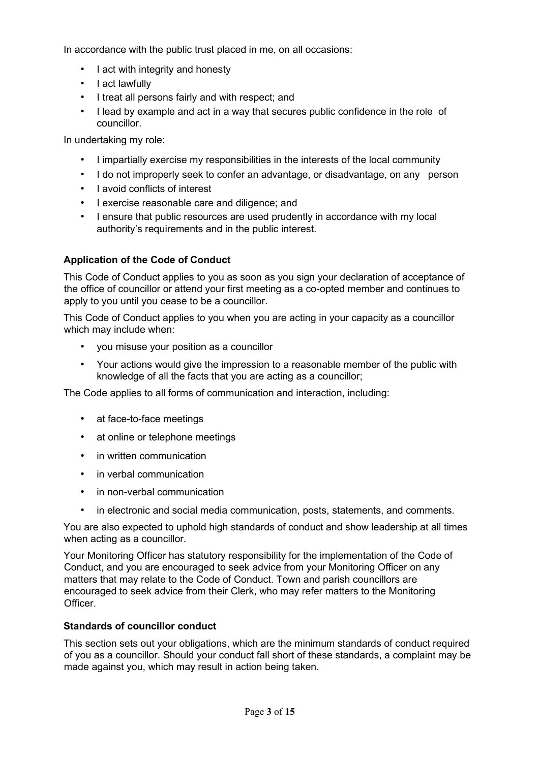In accordance with the public trust placed in me, on all occasions:

- I act with integrity and honesty
- I act lawfully
- I treat all persons fairly and with respect; and
- I lead by example and act in a way that secures public confidence in the role of councillor.

In undertaking my role:

- I impartially exercise my responsibilities in the interests of the local community
- I do not improperly seek to confer an advantage, or disadvantage, on any person
- I avoid conflicts of interest
- I exercise reasonable care and diligence; and
- I ensure that public resources are used prudently in accordance with my local authority's requirements and in the public interest.

### Application of the Code of Conduct

This Code of Conduct applies to you as soon as you sign your declaration of acceptance of the office of councillor or attend your first meeting as a co-opted member and continues to apply to you until you cease to be a councillor.

This Code of Conduct applies to you when you are acting in your capacity as a councillor which may include when:

- you misuse your position as a councillor
- Your actions would give the impression to a reasonable member of the public with knowledge of all the facts that you are acting as a councillor;

The Code applies to all forms of communication and interaction, including:

- at face-to-face meetings
- at online or telephone meetings
- in written communication
- in verbal communication
- in non-verbal communication
- in electronic and social media communication, posts, statements, and comments.

You are also expected to uphold high standards of conduct and show leadership at all times when acting as a councillor.

Your Monitoring Officer has statutory responsibility for the implementation of the Code of Conduct, and you are encouraged to seek advice from your Monitoring Officer on any matters that may relate to the Code of Conduct. Town and parish councillors are encouraged to seek advice from their Clerk, who may refer matters to the Monitoring Officer.

### Standards of councillor conduct

This section sets out your obligations, which are the minimum standards of conduct required of you as a councillor. Should your conduct fall short of these standards, a complaint may be made against you, which may result in action being taken.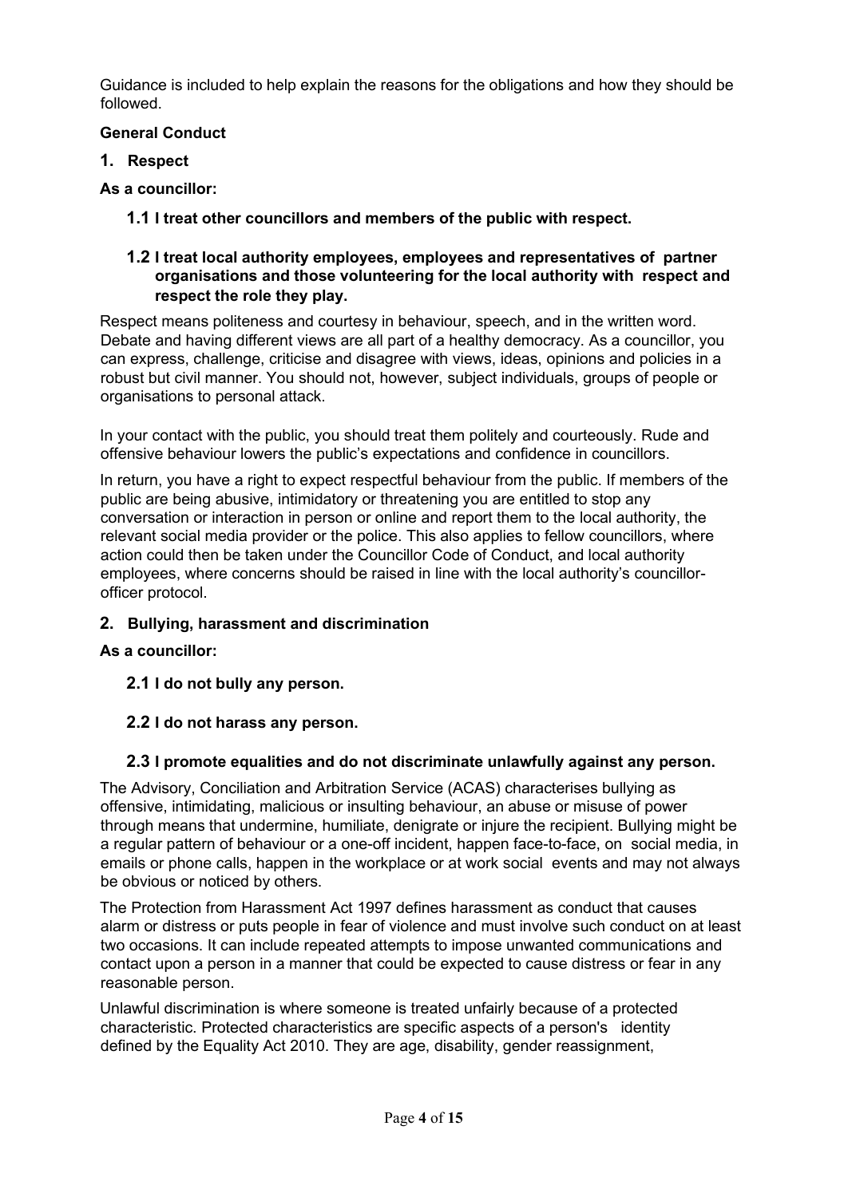Guidance is included to help explain the reasons for the obligations and how they should be followed.

**General Conduct**

## 1. Respect

**As a councillor:**

**1.1 I treat other councillors and members of the public with respect.**

**1.2 I treat local authority employees, employees and representatives of partner organisations and those volunteering for the local authority with respect and respect the role they play.**

Respect means politeness and courtesy in behaviour, speech, and in the written word. Debate and having different views are all part of a healthy democracy. As a councillor, you can express, challenge, criticise and disagree with views, ideas, opinions and policies in a robust but civil manner. You should not, however, subject individuals, groups of people or organisations to personal attack.

In your contact with the public, you should treat them politely and courteously. Rude and offensive behaviour lowers the public's expectations and confidence in councillors.

In return, you have a right to expect respectful behaviour from the public. If members of the public are being abusive, intimidatory or threatening you are entitled to stop any conversation or interaction in person or online and report them to the local authority, the relevant social media provider or the police. This also applies to fellow councillors, where action could then be taken under the Councillor Code of Conduct, and local authority employees, where concerns should be raised in line with the local authority's councillor-officer protocol.

## 2. Bullying, harassment and discrimination

**As a councillor:**

**2.1 I do not bully any person.**

**2.2 I do not harass any person.**

**2.3 I promote equalities and do not discriminate unlawfully against any person.**

The Advisory, Conciliation and Arbitration Service (ACAS) characterises bullying as offensive, intimidating, malicious or insulting behaviour, an abuse or misuse of power through means that undermine, humiliate, denigrate or injure the recipient. Bullying might be a regular pattern of behaviour or a one-off incident, happen face-to-face, on social media, in emails or phone calls, happen in the workplace or at work social events and may not always be obvious or noticed by others.

The Protection from Harassment Act 1997 defines harassment as conduct that causes alarm or distress or puts people in fear of violence and must involve such conduct on at least two occasions. It can include repeated attempts to impose unwanted communications and contact upon a person in a manner that could be expected to cause distress or fear in any reasonable person.

Unlawful discrimination is where someone is treated unfairly because of a protected characteristic. Protected characteristics are specific aspects of a person's identity defined by the Equality Act 2010. They are age, disability, gender reassignment,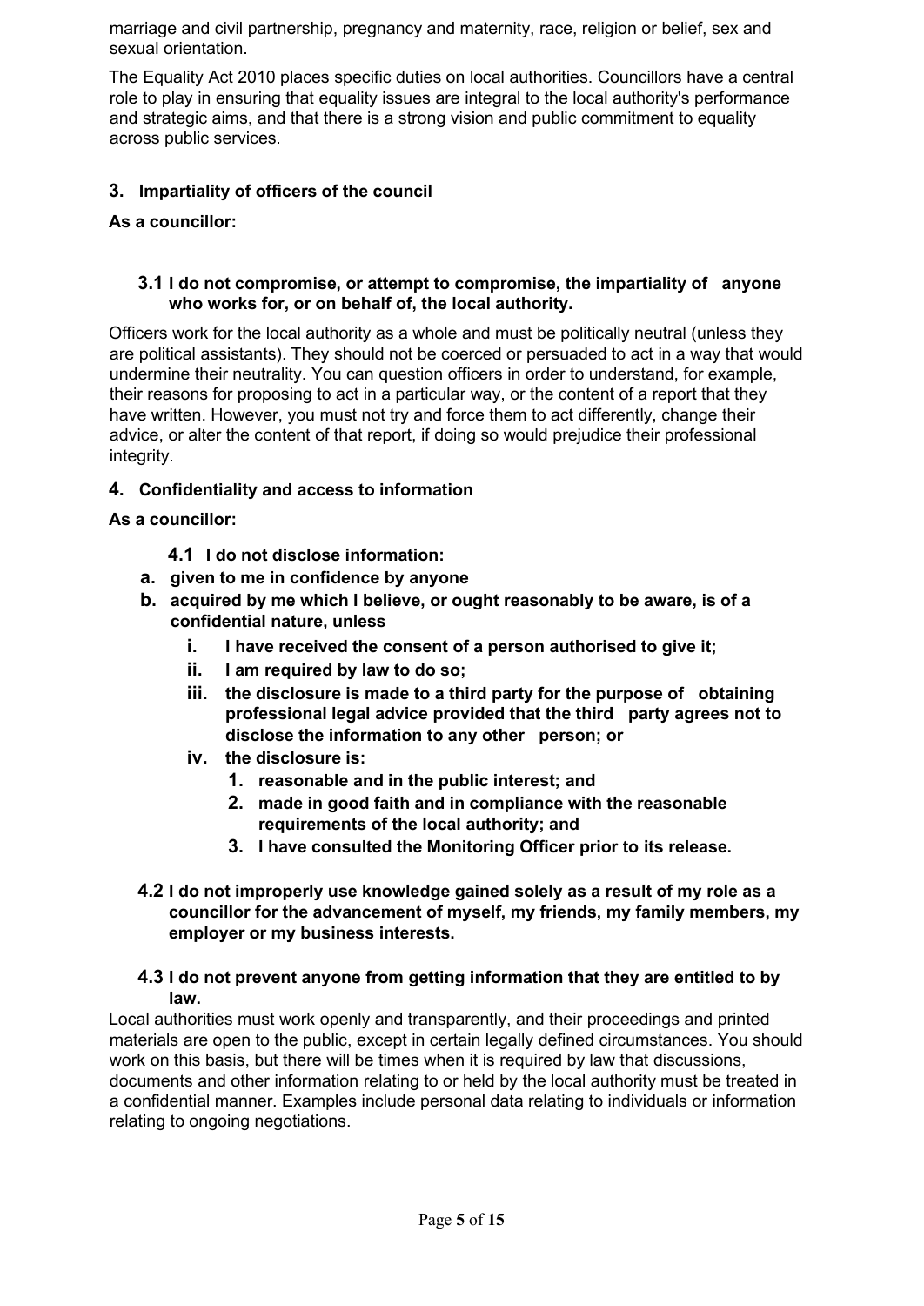marriage and civil partnership, pregnancy and maternity, race, religion or belief, sex and sexual orientation.

The Equality Act 2010 places specific duties on local authorities. Councillors have a central role to play in ensuring that equality issues are integral to the local authority's performance and strategic aims, and that there is a strong vision and public commitment to equality across public services.

## 3. Impartiality of officers of the council

**As a councillor:**

### 3.1 I do not compromise, or attempt to compromise, the impartiality of anyone who works for, or on behalf of, the local authority.

Officers work for the local authority as a whole and must be politically neutral (unless they are political assistants). They should not be coerced or persuaded to act in a way that would undermine their neutrality. You can question officers in order to understand, for example, their reasons for proposing to act in a particular way, or the content of a report that they have written. However, you must not try and force them to act differently, change their advice, or alter the content of that report, if doing so would prejudice their professional integrity.

## 4. Confidentiality and access to information

**As a councillor:**

### 4.1 I do not disclose information:

- **a. given to me in confidence by anyone**
- **b. acquired by me which I believe, or ought reasonably to be aware, is of a confidential nature, unless**
  - **i. I have received the consent of a person authorised to give it;**
  - **ii. I am required by law to do so;**
  - **iii. the disclosure is made to a third party for the purpose of obtaining professional legal advice provided that the third party agrees not to disclose the information to any other person; or**
  - **iv. the disclosure is:**
    1. **reasonable and in the public interest; and**
    2. **made in good faith and in compliance with the reasonable requirements of the local authority; and**
    3. **I have consulted the Monitoring Officer prior to its release.**

### 4.2 I do not improperly use knowledge gained solely as a result of my role as a councillor for the advancement of myself, my friends, my family members, my employer or my business interests.

### 4.3 I do not prevent anyone from getting information that they are entitled to by law.

Local authorities must work openly and transparently, and their proceedings and printed materials are open to the public, except in certain legally defined circumstances. You should work on this basis, but there will be times when it is required by law that discussions, documents and other information relating to or held by the local authority must be treated in a confidential manner. Examples include personal data relating to individuals or information relating to ongoing negotiations.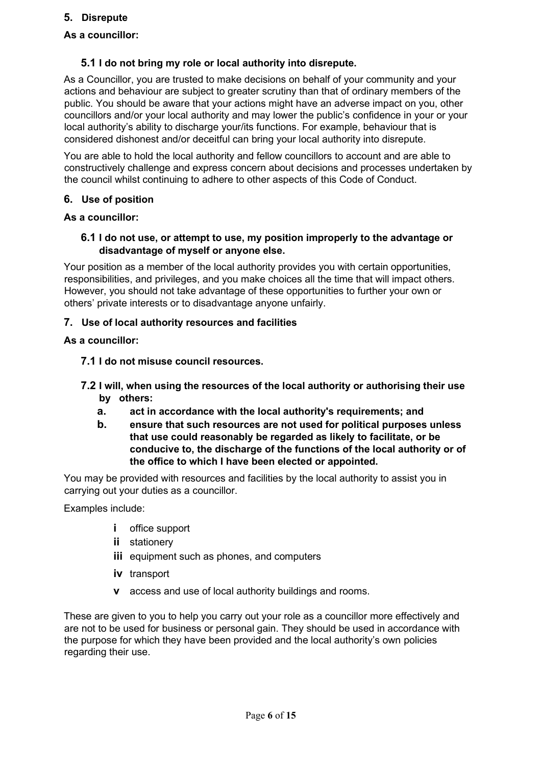## 5. Disrepute

**As a councillor:**

### 5.1 I do not bring my role or local authority into disrepute.

As a Councillor, you are trusted to make decisions on behalf of your community and your actions and behaviour are subject to greater scrutiny than that of ordinary members of the public. You should be aware that your actions might have an adverse impact on you, other councillors and/or your local authority and may lower the public's confidence in your or your local authority's ability to discharge your/its functions. For example, behaviour that is considered dishonest and/or deceitful can bring your local authority into disrepute.

You are able to hold the local authority and fellow councillors to account and are able to constructively challenge and express concern about decisions and processes undertaken by the council whilst continuing to adhere to other aspects of this Code of Conduct.

## 6. Use of position

**As a councillor:**

### 6.1 I do not use, or attempt to use, my position improperly to the advantage or disadvantage of myself or anyone else.

Your position as a member of the local authority provides you with certain opportunities, responsibilities, and privileges, and you make choices all the time that will impact others. However, you should not take advantage of these opportunities to further your own or others' private interests or to disadvantage anyone unfairly.

## 7. Use of local authority resources and facilities

**As a councillor:**

### 7.1 I do not misuse council resources.

### 7.2 I will, when using the resources of the local authority or authorising their use by others:

**a. act in accordance with the local authority's requirements; and**

**b. ensure that such resources are not used for political purposes unless that use could reasonably be regarded as likely to facilitate, or be conducive to, the discharge of the functions of the local authority or of the office to which I have been elected or appointed.**

You may be provided with resources and facilities by the local authority to assist you in carrying out your duties as a councillor.

Examples include:

- **i** office support
- **ii** stationery
- **iii** equipment such as phones, and computers
- **iv** transport
- **v** access and use of local authority buildings and rooms.

These are given to you to help you carry out your role as a councillor more effectively and are not to be used for business or personal gain. They should be used in accordance with the purpose for which they have been provided and the local authority's own policies regarding their use.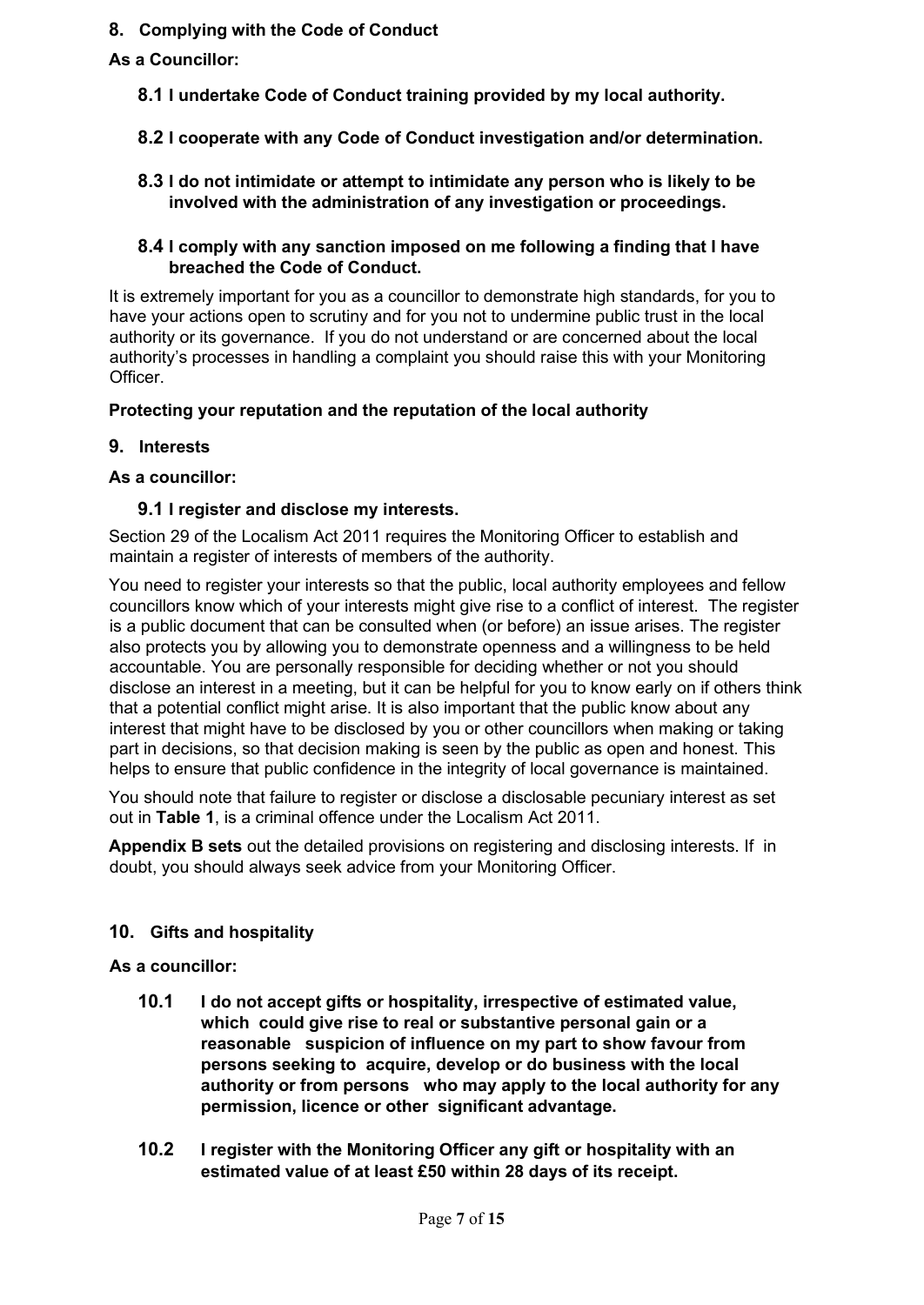## 8. Complying with the Code of Conduct

**As a Councillor:**

**8.1 I undertake Code of Conduct training provided by my local authority.**

**8.2 I cooperate with any Code of Conduct investigation and/or determination.**

**8.3 I do not intimidate or attempt to intimidate any person who is likely to be involved with the administration of any investigation or proceedings.**

**8.4 I comply with any sanction imposed on me following a finding that I have breached the Code of Conduct.**

It is extremely important for you as a councillor to demonstrate high standards, for you to have your actions open to scrutiny and for you not to undermine public trust in the local authority or its governance. If you do not understand or are concerned about the local authority's processes in handling a complaint you should raise this with your Monitoring Officer.

**Protecting your reputation and the reputation of the local authority**

## 9. Interests

**As a councillor:**

**9.1 I register and disclose my interests.**

Section 29 of the Localism Act 2011 requires the Monitoring Officer to establish and maintain a register of interests of members of the authority.

You need to register your interests so that the public, local authority employees and fellow councillors know which of your interests might give rise to a conflict of interest. The register is a public document that can be consulted when (or before) an issue arises. The register also protects you by allowing you to demonstrate openness and a willingness to be held accountable. You are personally responsible for deciding whether or not you should disclose an interest in a meeting, but it can be helpful for you to know early on if others think that a potential conflict might arise. It is also important that the public know about any interest that might have to be disclosed by you or other councillors when making or taking part in decisions, so that decision making is seen by the public as open and honest. This helps to ensure that public confidence in the integrity of local governance is maintained.

You should note that failure to register or disclose a disclosable pecuniary interest as set out in **Table 1**, is a criminal offence under the Localism Act 2011.

**Appendix B sets** out the detailed provisions on registering and disclosing interests. If in doubt, you should always seek advice from your Monitoring Officer.

## 10. Gifts and hospitality

**As a councillor:**

**10.1 I do not accept gifts or hospitality, irrespective of estimated value, which could give rise to real or substantive personal gain or a reasonable suspicion of influence on my part to show favour from persons seeking to acquire, develop or do business with the local authority or from persons who may apply to the local authority for any permission, licence or other significant advantage.**

**10.2 I register with the Monitoring Officer any gift or hospitality with an estimated value of at least £50 within 28 days of its receipt.**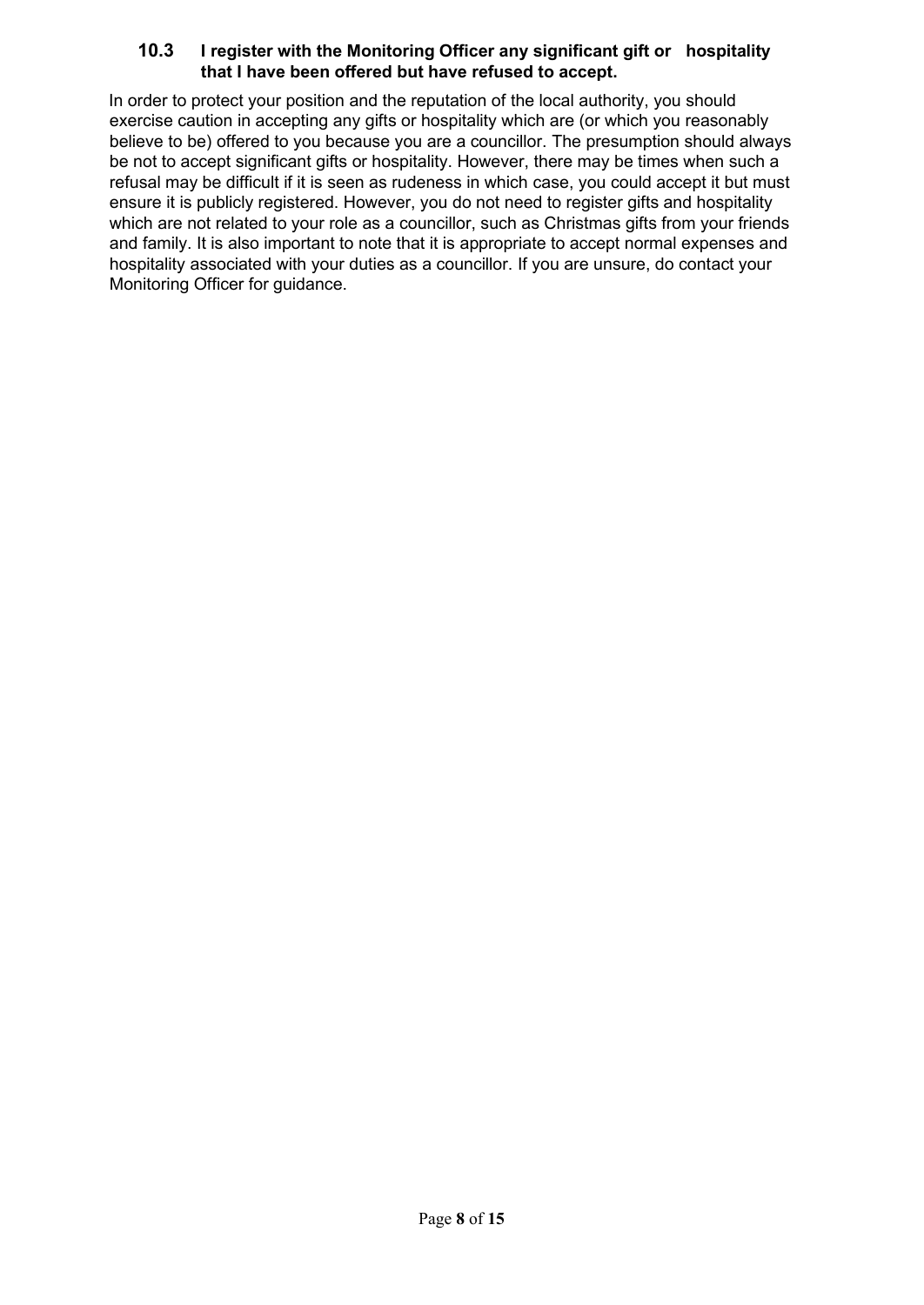### 10.3 I register with the Monitoring Officer any significant gift or hospitality that I have been offered but have refused to accept.

In order to protect your position and the reputation of the local authority, you should exercise caution in accepting any gifts or hospitality which are (or which you reasonably believe to be) offered to you because you are a councillor. The presumption should always be not to accept significant gifts or hospitality. However, there may be times when such a refusal may be difficult if it is seen as rudeness in which case, you could accept it but must ensure it is publicly registered. However, you do not need to register gifts and hospitality which are not related to your role as a councillor, such as Christmas gifts from your friends and family. It is also important to note that it is appropriate to accept normal expenses and hospitality associated with your duties as a councillor. If you are unsure, do contact your Monitoring Officer for guidance.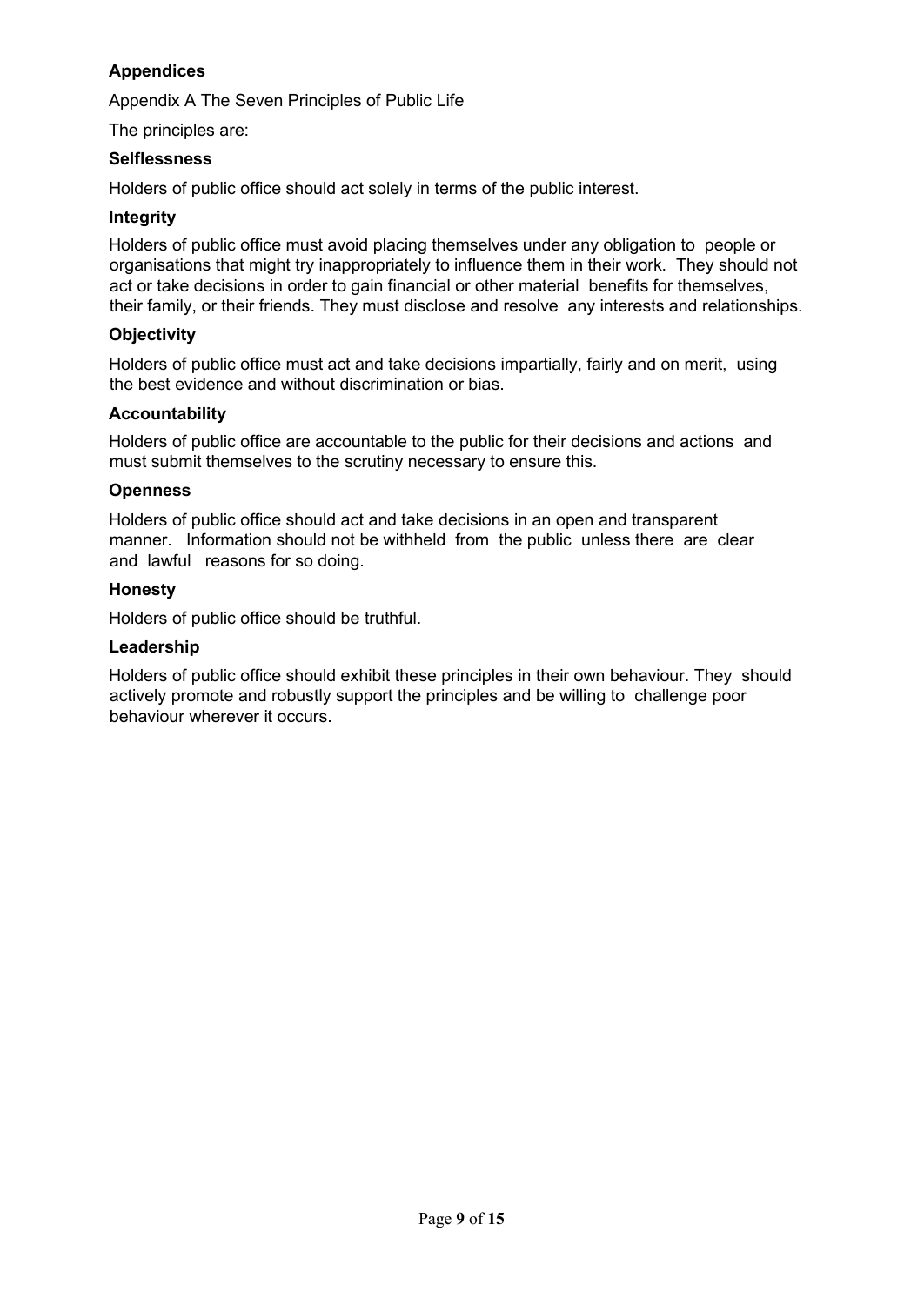## Appendices

Appendix A The Seven Principles of Public Life

The principles are:

### Selflessness

Holders of public office should act solely in terms of the public interest.

### Integrity

Holders of public office must avoid placing themselves under any obligation to people or organisations that might try inappropriately to influence them in their work. They should not act or take decisions in order to gain financial or other material benefits for themselves, their family, or their friends. They must disclose and resolve any interests and relationships.

### Objectivity

Holders of public office must act and take decisions impartially, fairly and on merit, using the best evidence and without discrimination or bias.

### Accountability

Holders of public office are accountable to the public for their decisions and actions and must submit themselves to the scrutiny necessary to ensure this.

### Openness

Holders of public office should act and take decisions in an open and transparent manner. Information should not be withheld from the public unless there are clear and lawful reasons for so doing.

### Honesty

Holders of public office should be truthful.

### Leadership

Holders of public office should exhibit these principles in their own behaviour. They should actively promote and robustly support the principles and be willing to challenge poor behaviour wherever it occurs.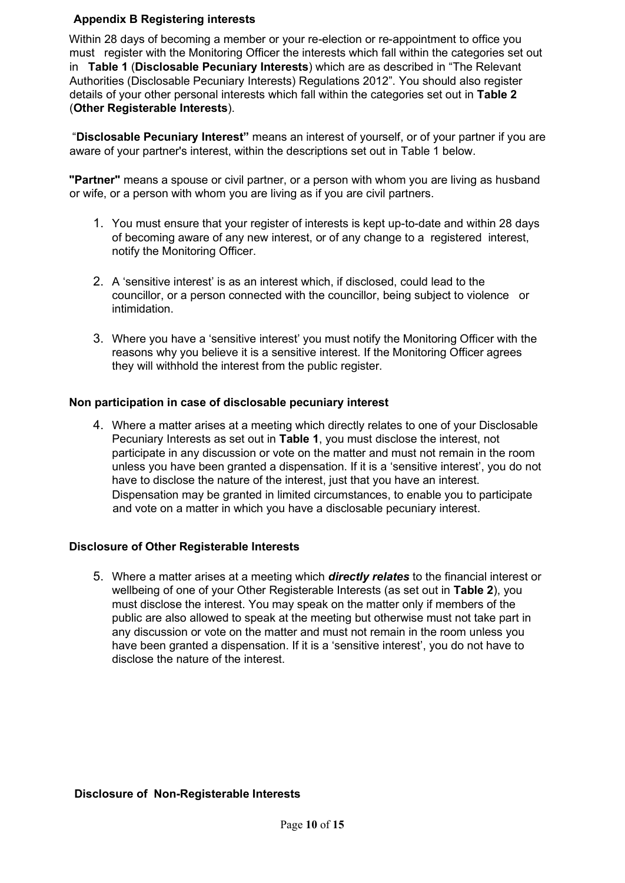## Appendix B Registering interests

Within 28 days of becoming a member or your re-election or re-appointment to office you must register with the Monitoring Officer the interests which fall within the categories set out in **Table 1** (**Disclosable Pecuniary Interests**) which are as described in "The Relevant Authorities (Disclosable Pecuniary Interests) Regulations 2012". You should also register details of your other personal interests which fall within the categories set out in **Table 2** (**Other Registerable Interests**).

"**Disclosable Pecuniary Interest"** means an interest of yourself, or of your partner if you are aware of your partner's interest, within the descriptions set out in Table 1 below.

**"Partner"** means a spouse or civil partner, or a person with whom you are living as husband or wife, or a person with whom you are living as if you are civil partners.

1. You must ensure that your register of interests is kept up-to-date and within 28 days of becoming aware of any new interest, or of any change to a registered interest, notify the Monitoring Officer.

2. A 'sensitive interest' is as an interest which, if disclosed, could lead to the councillor, or a person connected with the councillor, being subject to violence or intimidation.

3. Where you have a 'sensitive interest' you must notify the Monitoring Officer with the reasons why you believe it is a sensitive interest. If the Monitoring Officer agrees they will withhold the interest from the public register.

### Non participation in case of disclosable pecuniary interest

4. Where a matter arises at a meeting which directly relates to one of your Disclosable Pecuniary Interests as set out in **Table 1**, you must disclose the interest, not participate in any discussion or vote on the matter and must not remain in the room unless you have been granted a dispensation. If it is a 'sensitive interest', you do not have to disclose the nature of the interest, just that you have an interest. Dispensation may be granted in limited circumstances, to enable you to participate and vote on a matter in which you have a disclosable pecuniary interest.

### Disclosure of Other Registerable Interests

5. Where a matter arises at a meeting which ***directly relates*** to the financial interest or wellbeing of one of your Other Registerable Interests (as set out in **Table 2**), you must disclose the interest. You may speak on the matter only if members of the public are also allowed to speak at the meeting but otherwise must not take part in any discussion or vote on the matter and must not remain in the room unless you have been granted a dispensation. If it is a 'sensitive interest', you do not have to disclose the nature of the interest.

### Disclosure of Non-Registerable Interests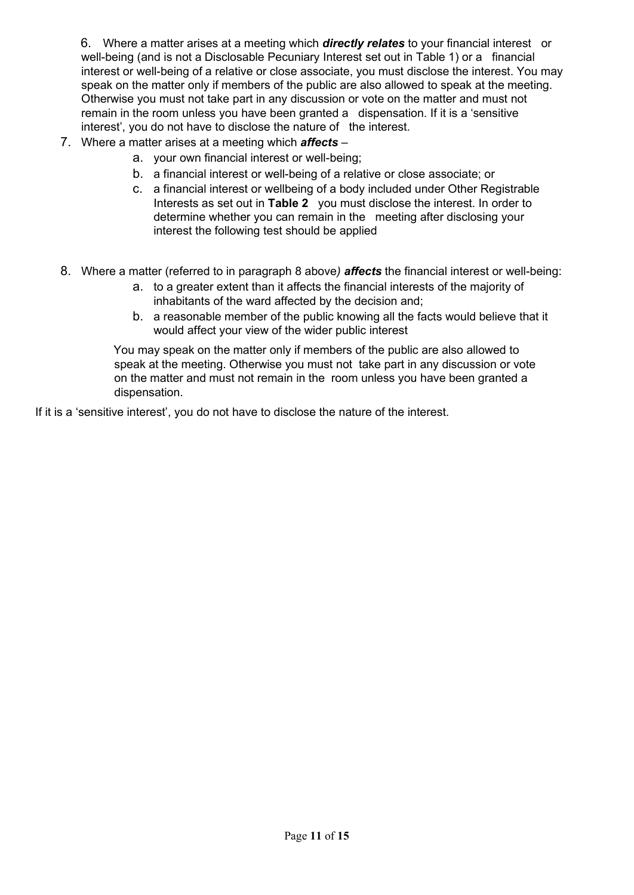6. Where a matter arises at a meeting which ***directly relates*** to your financial interest or well-being (and is not a Disclosable Pecuniary Interest set out in Table 1) or a financial interest or well-being of a relative or close associate, you must disclose the interest. You may speak on the matter only if members of the public are also allowed to speak at the meeting. Otherwise you must not take part in any discussion or vote on the matter and must not remain in the room unless you have been granted a dispensation. If it is a 'sensitive interest', you do not have to disclose the nature of the interest.

7. Where a matter arises at a meeting which ***affects*** –
   a. your own financial interest or well-being;
   b. a financial interest or well-being of a relative or close associate; or
   c. a financial interest or wellbeing of a body included under Other Registrable Interests as set out in **Table 2** you must disclose the interest. In order to determine whether you can remain in the meeting after disclosing your interest the following test should be applied

8. Where a matter (referred to in paragraph 8 above*)* ***affects*** the financial interest or well-being:
   a. to a greater extent than it affects the financial interests of the majority of inhabitants of the ward affected by the decision and;
   b. a reasonable member of the public knowing all the facts would believe that it would affect your view of the wider public interest

   You may speak on the matter only if members of the public are also allowed to speak at the meeting. Otherwise you must not take part in any discussion or vote on the matter and must not remain in the room unless you have been granted a dispensation.

If it is a 'sensitive interest', you do not have to disclose the nature of the interest.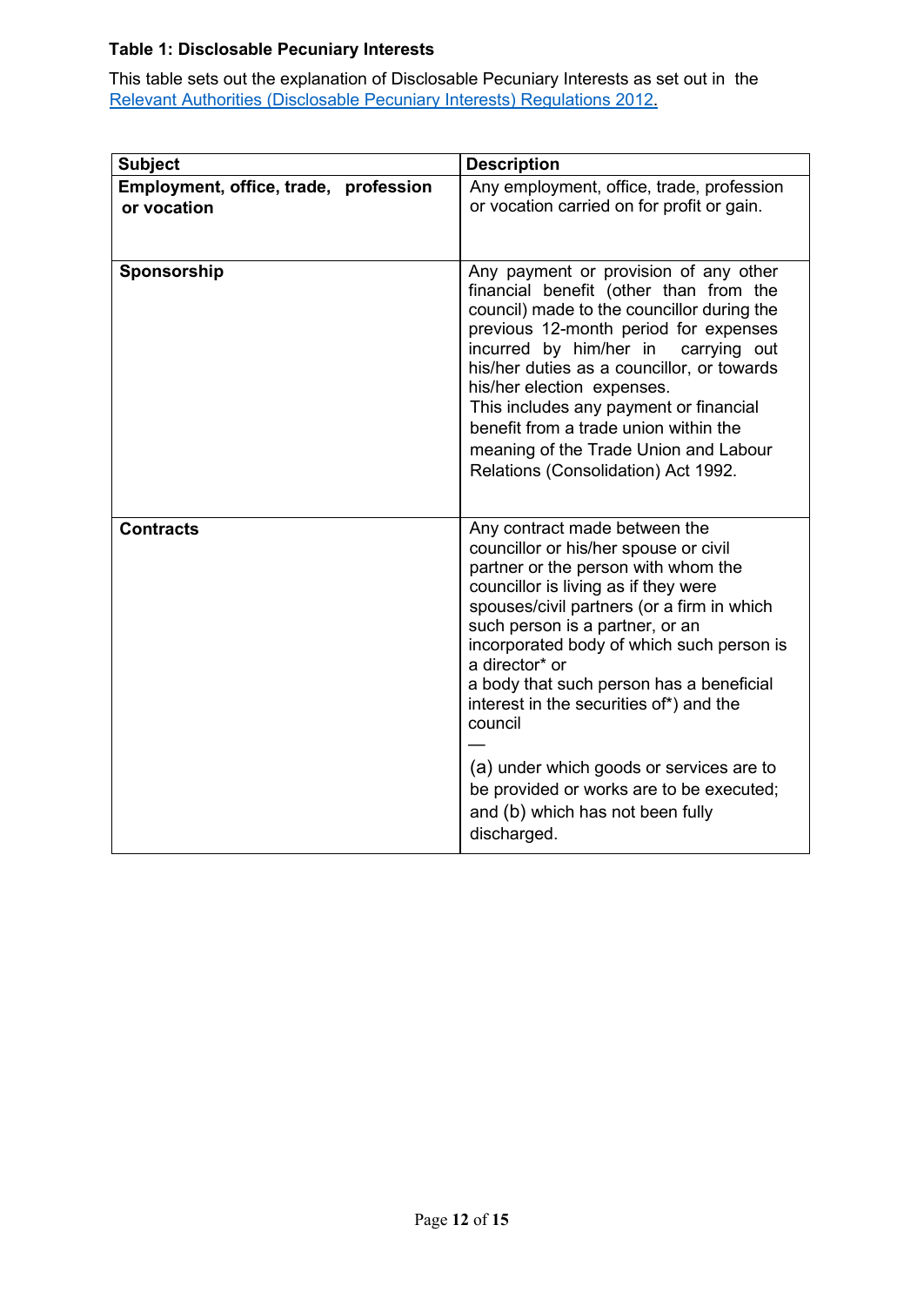**Table 1: Disclosable Pecuniary Interests**

This table sets out the explanation of Disclosable Pecuniary Interests as set out in the [Relevant Authorities (Disclosable Pecuniary Interests) Regulations 2012.](Relevant Authorities (Disclosable Pecuniary Interests) Regulations 2012)

| Subject | Description |
|---|---|
| **Employment, office, trade, profession or vocation** | Any employment, office, trade, profession or vocation carried on for profit or gain. |
| **Sponsorship** | Any payment or provision of any other financial benefit (other than from the council) made to the councillor during the previous 12-month period for expenses incurred by him/her in carrying out his/her duties as a councillor, or towards his/her election expenses.<br>This includes any payment or financial benefit from a trade union within the meaning of the Trade Union and Labour Relations (Consolidation) Act 1992. |
| **Contracts** | Any contract made between the councillor or his/her spouse or civil partner or the person with whom the councillor is living as if they were spouses/civil partners (or a firm in which such person is a partner, or an incorporated body of which such person is a director* or a body that such person has a beneficial interest in the securities of*) and the council<br>—<br>(a) under which goods or services are to be provided or works are to be executed; and (b) which has not been fully discharged. |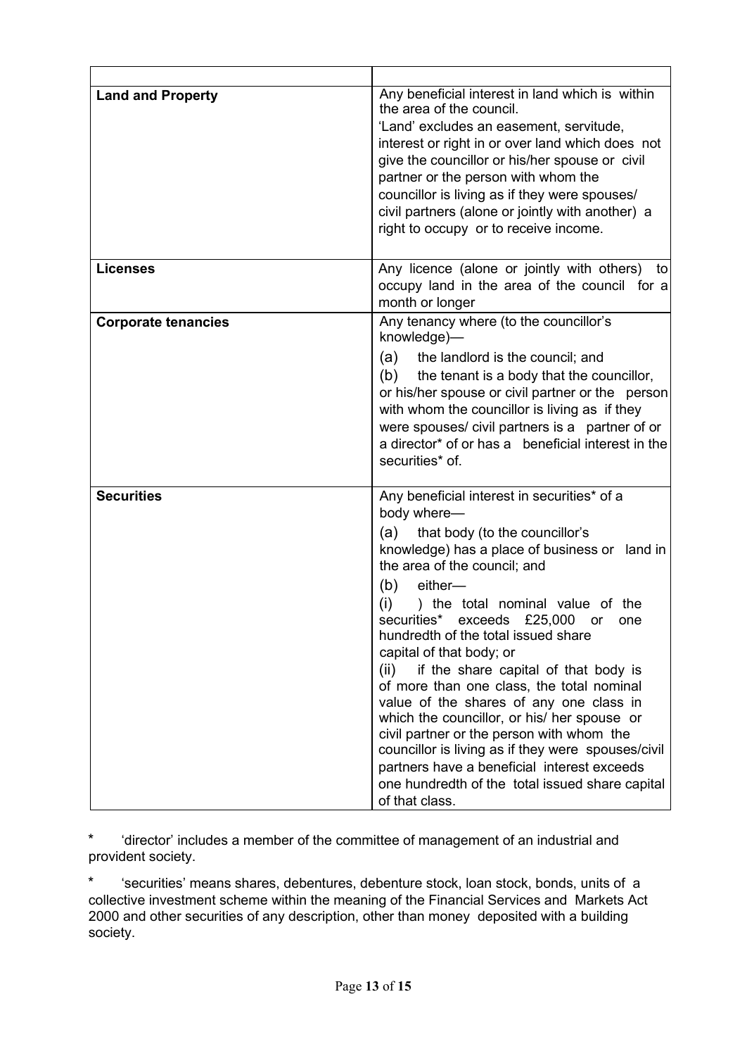| | |
|---|---|
| **Land and Property** | Any beneficial interest in land which is within the area of the council.<br>'Land' excludes an easement, servitude, interest or right in or over land which does not give the councillor or his/her spouse or civil partner or the person with whom the councillor is living as if they were spouses/ civil partners (alone or jointly with another) a right to occupy or to receive income. |
| **Licenses** | Any licence (alone or jointly with others) to occupy land in the area of the council for a month or longer |
| **Corporate tenancies** | Any tenancy where (to the councillor's knowledge)—<br>(a) the landlord is the council; and<br>(b) the tenant is a body that the councillor, or his/her spouse or civil partner or the person with whom the councillor is living as if they were spouses/ civil partners is a partner of or a director* of or has a beneficial interest in the securities* of. |
| **Securities** | Any beneficial interest in securities* of a body where—<br>(a) that body (to the councillor's knowledge) has a place of business or land in the area of the council; and<br>(b) either—<br>(i) ) the total nominal value of the securities* exceeds £25,000 or one hundredth of the total issued share capital of that body; or<br>(ii) if the share capital of that body is of more than one class, the total nominal value of the shares of any one class in which the councillor, or his/ her spouse or civil partner or the person with whom the councillor is living as if they were spouses/civil partners have a beneficial interest exceeds one hundredth of the total issued share capital of that class. |

\* 'director' includes a member of the committee of management of an industrial and provident society.

\* 'securities' means shares, debentures, debenture stock, loan stock, bonds, units of a collective investment scheme within the meaning of the Financial Services and Markets Act 2000 and other securities of any description, other than money deposited with a building society.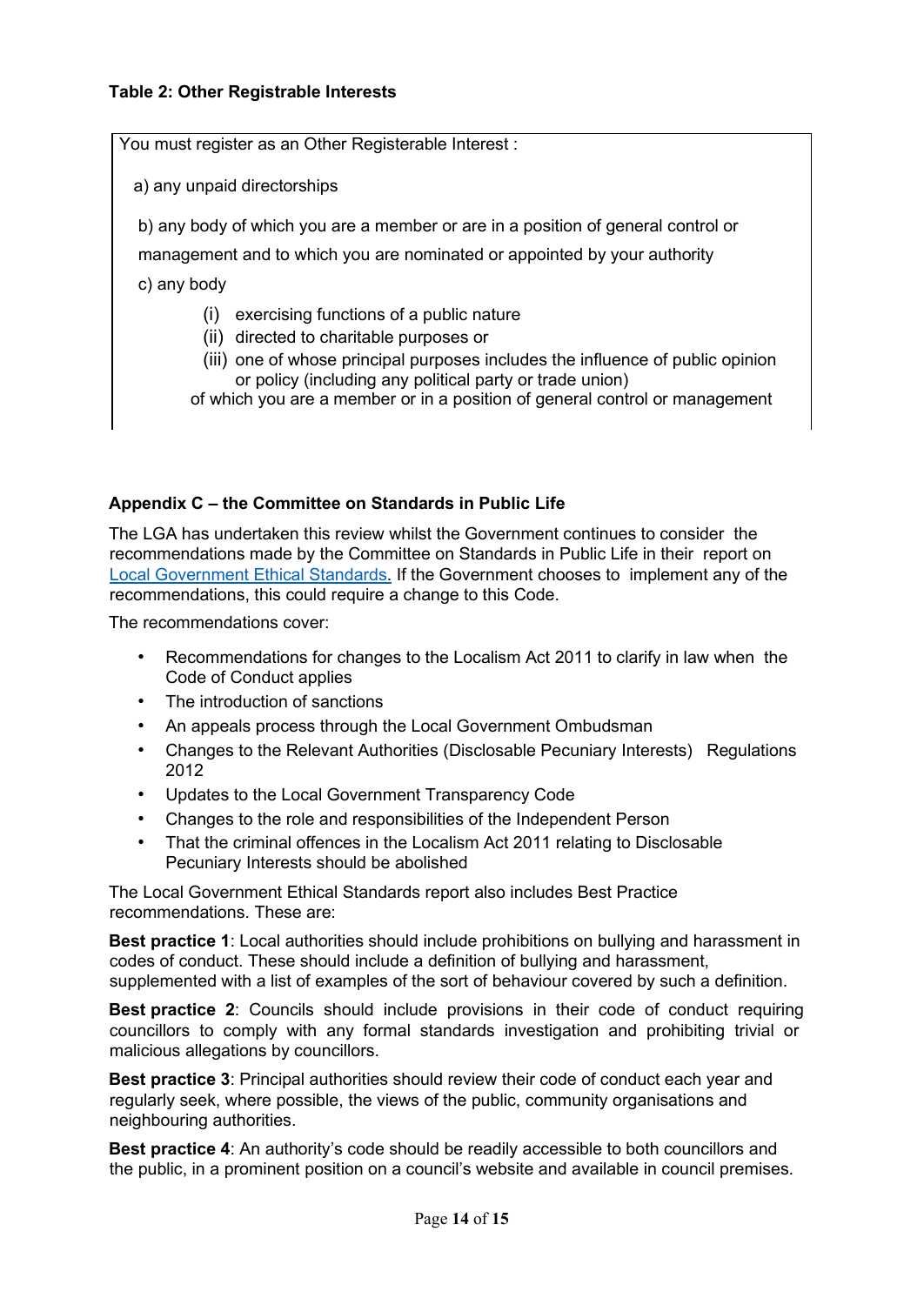**Table 2: Other Registrable Interests**

| You must register as an Other Registerable Interest : |
|---|
| a) any unpaid directorships<br><br>b) any body of which you are a member or are in a position of general control or management and to which you are nominated or appointed by your authority<br><br>c) any body<br>(i) exercising functions of a public nature<br>(ii) directed to charitable purposes or<br>(iii) one of whose principal purposes includes the influence of public opinion or policy (including any political party or trade union)<br>of which you are a member or in a position of general control or management |

## Appendix C – the Committee on Standards in Public Life

The LGA has undertaken this review whilst the Government continues to consider the recommendations made by the Committee on Standards in Public Life in their report on [Local Government Ethical Standards.](#) If the Government chooses to implement any of the recommendations, this could require a change to this Code.

The recommendations cover:

- Recommendations for changes to the Localism Act 2011 to clarify in law when the Code of Conduct applies
- The introduction of sanctions
- An appeals process through the Local Government Ombudsman
- Changes to the Relevant Authorities (Disclosable Pecuniary Interests) Regulations 2012
- Updates to the Local Government Transparency Code
- Changes to the role and responsibilities of the Independent Person
- That the criminal offences in the Localism Act 2011 relating to Disclosable Pecuniary Interests should be abolished

The Local Government Ethical Standards report also includes Best Practice recommendations. These are:

**Best practice 1**: Local authorities should include prohibitions on bullying and harassment in codes of conduct. These should include a definition of bullying and harassment, supplemented with a list of examples of the sort of behaviour covered by such a definition.

**Best practice 2**: Councils should include provisions in their code of conduct requiring councillors to comply with any formal standards investigation and prohibiting trivial or malicious allegations by councillors.

**Best practice 3**: Principal authorities should review their code of conduct each year and regularly seek, where possible, the views of the public, community organisations and neighbouring authorities.

**Best practice 4**: An authority's code should be readily accessible to both councillors and the public, in a prominent position on a council's website and available in council premises.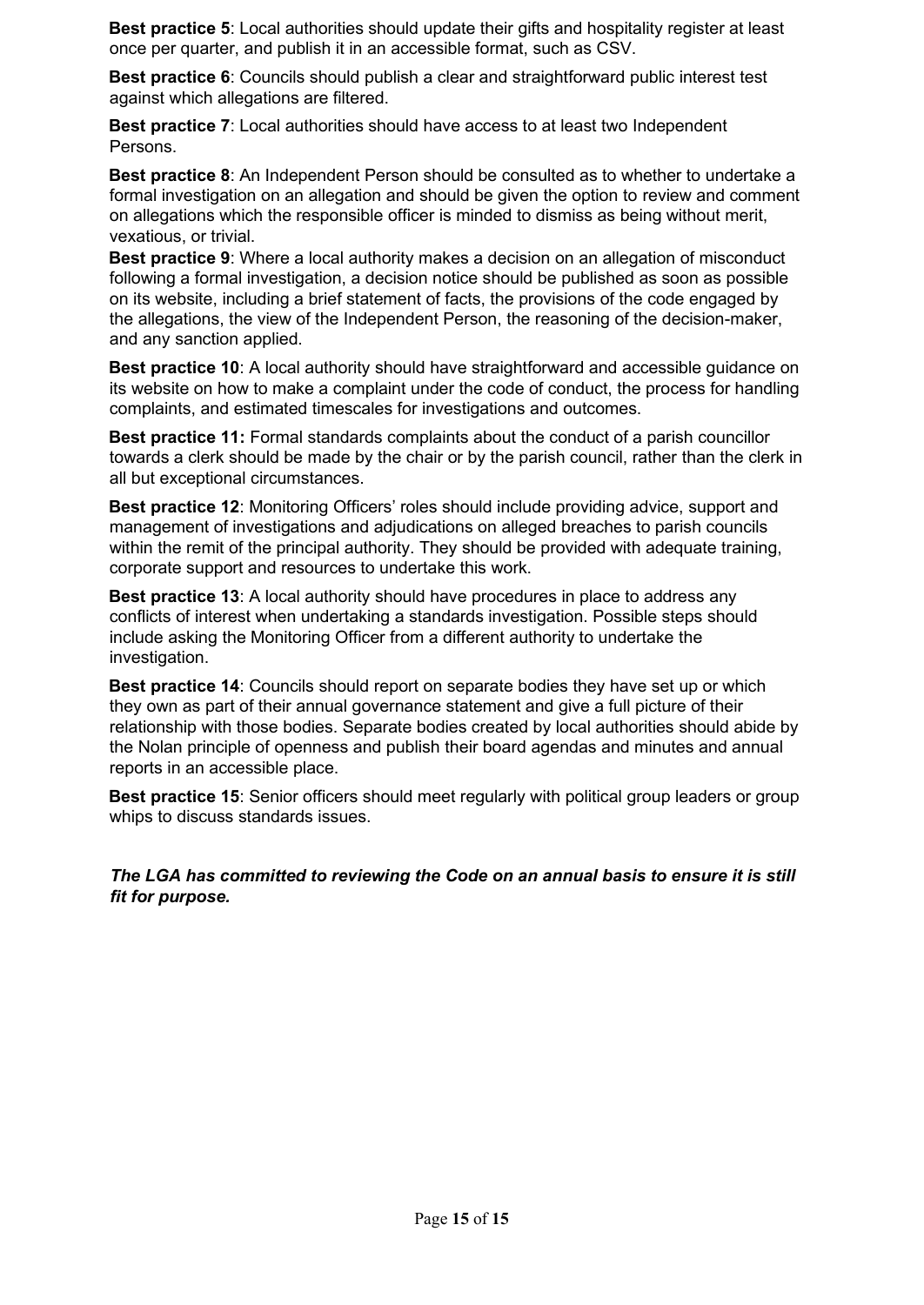**Best practice 5**: Local authorities should update their gifts and hospitality register at least once per quarter, and publish it in an accessible format, such as CSV.

**Best practice 6**: Councils should publish a clear and straightforward public interest test against which allegations are filtered.

**Best practice 7**: Local authorities should have access to at least two Independent Persons.

**Best practice 8**: An Independent Person should be consulted as to whether to undertake a formal investigation on an allegation and should be given the option to review and comment on allegations which the responsible officer is minded to dismiss as being without merit, vexatious, or trivial.

**Best practice 9**: Where a local authority makes a decision on an allegation of misconduct following a formal investigation, a decision notice should be published as soon as possible on its website, including a brief statement of facts, the provisions of the code engaged by the allegations, the view of the Independent Person, the reasoning of the decision-maker, and any sanction applied.

**Best practice 10**: A local authority should have straightforward and accessible guidance on its website on how to make a complaint under the code of conduct, the process for handling complaints, and estimated timescales for investigations and outcomes.

**Best practice 11:** Formal standards complaints about the conduct of a parish councillor towards a clerk should be made by the chair or by the parish council, rather than the clerk in all but exceptional circumstances.

**Best practice 12**: Monitoring Officers' roles should include providing advice, support and management of investigations and adjudications on alleged breaches to parish councils within the remit of the principal authority. They should be provided with adequate training, corporate support and resources to undertake this work.

**Best practice 13**: A local authority should have procedures in place to address any conflicts of interest when undertaking a standards investigation. Possible steps should include asking the Monitoring Officer from a different authority to undertake the investigation.

**Best practice 14**: Councils should report on separate bodies they have set up or which they own as part of their annual governance statement and give a full picture of their relationship with those bodies. Separate bodies created by local authorities should abide by the Nolan principle of openness and publish their board agendas and minutes and annual reports in an accessible place.

**Best practice 15**: Senior officers should meet regularly with political group leaders or group whips to discuss standards issues.

***The LGA has committed to reviewing the Code on an annual basis to ensure it is still fit for purpose.***